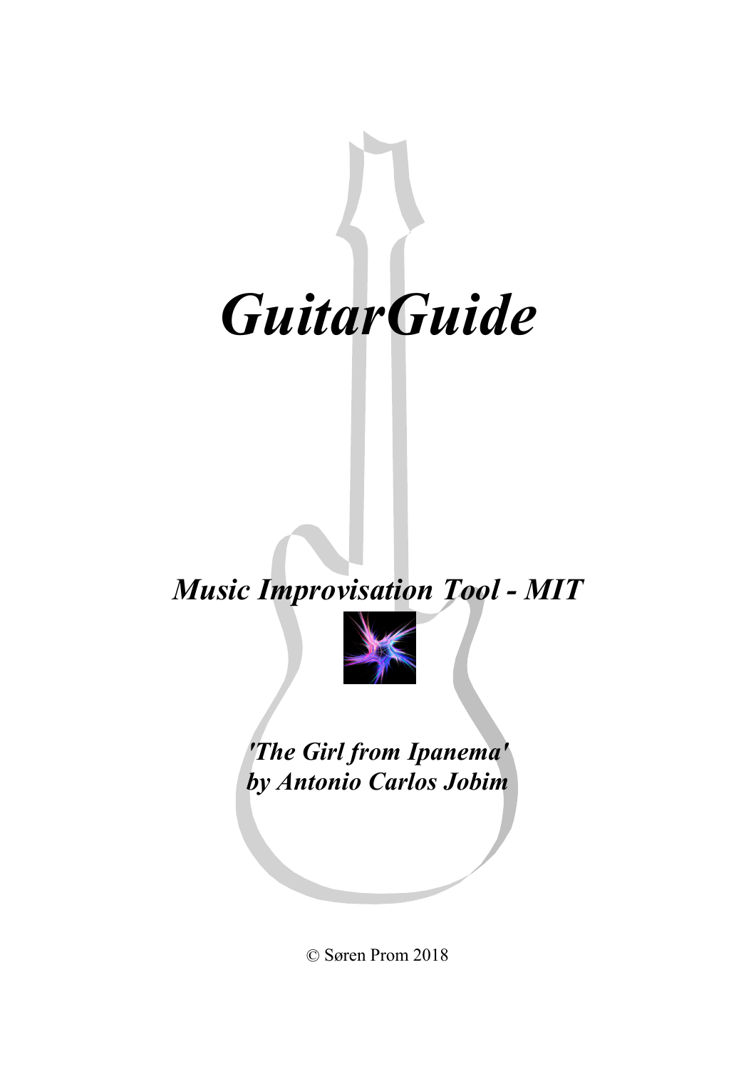# *GuitarGuide*

## *Music Improvisation Tool - MIT*

### *'The Girl from Ipanema' by Antonio Carlos Jobim*

© Søren Prom 2018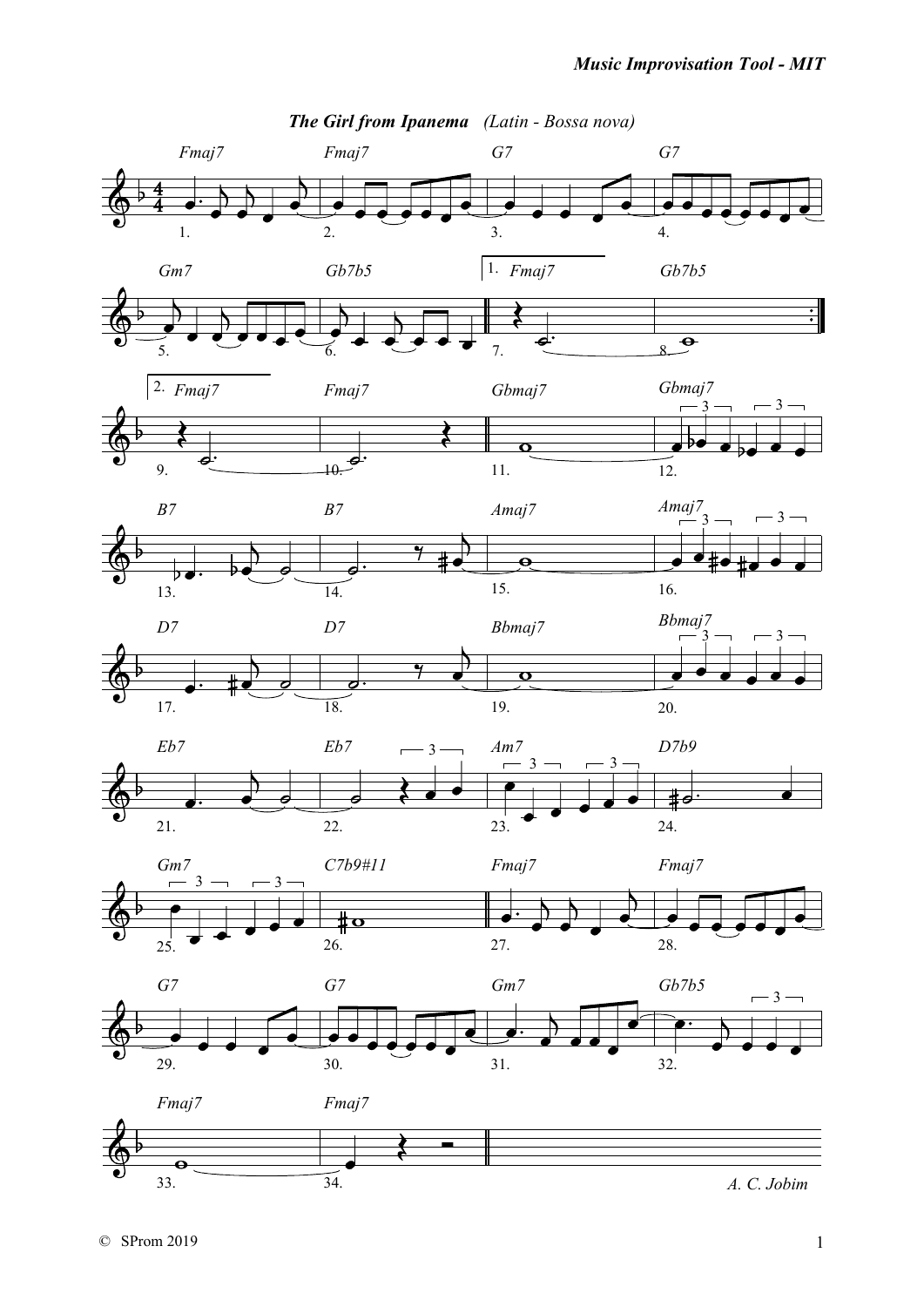*The Girl from Ipanema* *(Latin - Bossa nova)*

Fmaj7 | Fmaj7 | G7 | G7

1. 2. 3. 4.

Gm7 | Gb7b5 | 1. Fmaj7 | Gb7b5

5. 6. 7. 8.

2. Fmaj7 | Fmaj7 | Gbmaj7 | Gbmaj7

9. 10. 11. 12.

B7 | B7 | Amaj7 | Amaj7

13. 14. 15. 16.

D7 | D7 | Bbmaj7 | Bbmaj7

17. 18. 19. 20.

Eb7 | Eb7 | Am7 | D7b9

21. 22. 23. 24.

Gm7 | C7b9#11 | Fmaj7 | Fmaj7

25. 26. 27. 28.

G7 | G7 | Gm7 | Gb7b5

29. 30. 31. 32.

Fmaj7 | Fmaj7

33. 34.

*A. C. Jobim*

© SProm 2019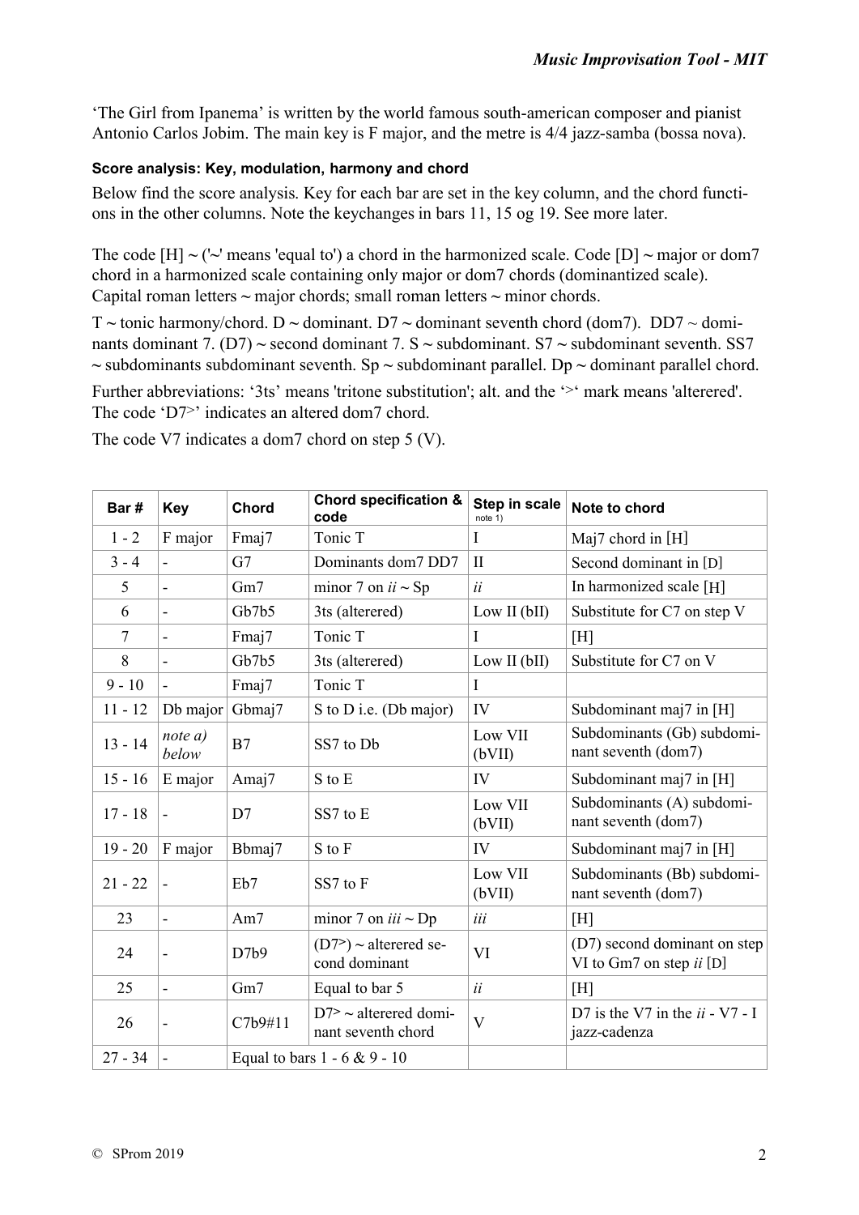'The Girl from Ipanema' is written by the world famous south-american composer and pianist Antonio Carlos Jobim. The main key is F major, and the metre is 4/4 jazz-samba (bossa nova).

#### Score analysis: Key, modulation, harmony and chord

Below find the score analysis. Key for each bar are set in the key column, and the chord functions in the other columns. Note the keychanges in bars 11, 15 og 19. See more later.

The code [H] ~ ('~' means 'equal to') a chord in the harmonized scale. Code [D] ~ major or dom7 chord in a harmonized scale containing only major or dom7 chords (dominantized scale). Capital roman letters ~ major chords; small roman letters ~ minor chords.

T ~ tonic harmony/chord. D ~ dominant. D7 ~ dominant seventh chord (dom7). DD7 ~ dominants dominant 7. (D7) ~ second dominant 7. S ~ subdominant. S7 ~ subdominant seventh. SS7 ~ subdominants subdominant seventh. Sp ~ subdominant parallel. Dp ~ dominant parallel chord.

Further abbreviations: '3ts' means 'tritone substitution'; alt. and the '>' mark means 'alterered'. The code 'D7>' indicates an altered dom7 chord.

The code V7 indicates a dom7 chord on step 5 (V).

| Bar # | Key | Chord | Chord specification & code | Step in scale note 1) | Note to chord |
|---|---|---|---|---|---|
| 1 - 2 | F major | Fmaj7 | Tonic T | I | Maj7 chord in [H] |
| 3 - 4 | - | G7 | Dominants dom7 DD7 | II | Second dominant in [D] |
| 5 | - | Gm7 | minor 7 on *ii* ~ Sp | *ii* | In harmonized scale [H] |
| 6 | - | Gb7b5 | 3ts (alterered) | Low II (bII) | Substitute for C7 on step V |
| 7 | - | Fmaj7 | Tonic T | I | [H] |
| 8 | - | Gb7b5 | 3ts (alterered) | Low II (bII) | Substitute for C7 on V |
| 9 - 10 | - | Fmaj7 | Tonic T | I | |
| 11 - 12 | Db major | Gbmaj7 | S to D i.e. (Db major) | IV | Subdominant maj7 in [H] |
| 13 - 14 | *note a) below* | B7 | SS7 to Db | Low VII (bVII) | Subdominants (Gb) subdominant seventh (dom7) |
| 15 - 16 | E major | Amaj7 | S to E | IV | Subdominant maj7 in [H] |
| 17 - 18 | - | D7 | SS7 to E | Low VII (bVII) | Subdominants (A) subdominant seventh (dom7) |
| 19 - 20 | F major | Bbmaj7 | S to F | IV | Subdominant maj7 in [H] |
| 21 - 22 | - | Eb7 | SS7 to F | Low VII (bVII) | Subdominants (Bb) subdominant seventh (dom7) |
| 23 | - | Am7 | minor 7 on *iii* ~ Dp | *iii* | [H] |
| 24 | - | D7b9 | (D7>) ~ alterered second dominant | VI | (D7) second dominant on step VI to Gm7 on step *ii* [D] |
| 25 | - | Gm7 | Equal to bar 5 | *ii* | [H] |
| 26 | - | C7b9#11 | D7> ~ alterered dominant seventh chord | V | D7 is the V7 in the *ii* - V7 - I jazz-cadenza |
| 27 - 34 | - | Equal to bars 1 - 6 & 9 - 10 | | | |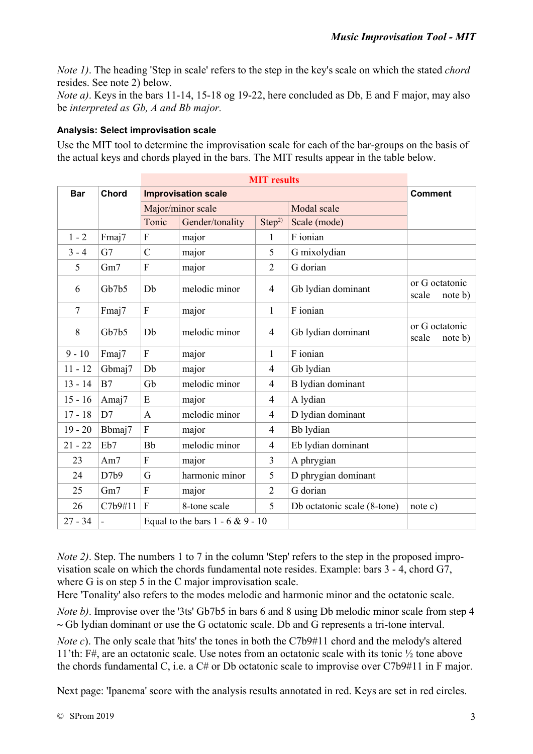*Note 1)*. The heading 'Step in scale' refers to the step in the key's scale on which the stated *chord* resides. See note 2) below.
*Note a)*. Keys in the bars 11-14, 15-18 og 19-22, here concluded as Db, E and F major, may also be *interpreted as Gb, A and Bb major.*

#### Analysis: Select improvisation scale

Use the MIT tool to determine the improvisation scale for each of the bar-groups on the basis of the actual keys and chords played in the bars. The MIT results appear in the table below.

| | | MIT results | | | | |
|---|---|---|---|---|---|---|
| **Bar** | **Chord** | **Improvisation scale** | | | | **Comment** |
| | | Major/minor scale | | | Modal scale | |
| | | Tonic | Gender/tonality | Step[2)] | Scale (mode) | |
| 1 - 2 | Fmaj7 | F | major | 1 | F ionian | |
| 3 - 4 | G7 | C | major | 5 | G mixolydian | |
| 5 | Gm7 | F | major | 2 | G dorian | |
| 6 | Gb7b5 | Db | melodic minor | 4 | Gb lydian dominant | or G octatonic scale note b) |
| 7 | Fmaj7 | F | major | 1 | F ionian | |
| 8 | Gb7b5 | Db | melodic minor | 4 | Gb lydian dominant | or G octatonic scale note b) |
| 9 - 10 | Fmaj7 | F | major | 1 | F ionian | |
| 11 - 12 | Gbmaj7 | Db | major | 4 | Gb lydian | |
| 13 - 14 | B7 | Gb | melodic minor | 4 | B lydian dominant | |
| 15 - 16 | Amaj7 | E | major | 4 | A lydian | |
| 17 - 18 | D7 | A | melodic minor | 4 | D lydian dominant | |
| 19 - 20 | Bbmaj7 | F | major | 4 | Bb lydian | |
| 21 - 22 | Eb7 | Bb | melodic minor | 4 | Eb lydian dominant | |
| 23 | Am7 | F | major | 3 | A phrygian | |
| 24 | D7b9 | G | harmonic minor | 5 | D phrygian dominant | |
| 25 | Gm7 | F | major | 2 | G dorian | |
| 26 | C7b9#11 | F | 8-tone scale | 5 | Db octatonic scale (8-tone) | note c) |
| 27 - 34 | - | Equal to the bars 1 - 6 & 9 - 10 | | | | |

*Note 2)*. Step. The numbers 1 to 7 in the column 'Step' refers to the step in the proposed improvisation scale on which the chords fundamental note resides. Example: bars 3 - 4, chord G7, where G is on step 5 in the C major improvisation scale.
Here 'Tonality' also refers to the modes melodic and harmonic minor and the octatonic scale.

*Note b)*. Improvise over the '3ts' Gb7b5 in bars 6 and 8 using Db melodic minor scale from step 4 ~ Gb lydian dominant or use the G octatonic scale. Db and G represents a tri-tone interval.

*Note c)*. The only scale that 'hits' the tones in both the C7b9#11 chord and the melody's altered 11'th: F#, are an octatonic scale. Use notes from an octatonic scale with its tonic ½ tone above the chords fundamental C, i.e. a C# or Db octatonic scale to improvise over C7b9#11 in F major.

Next page: 'Ipanema' score with the analysis results annotated in red. Keys are set in red circles.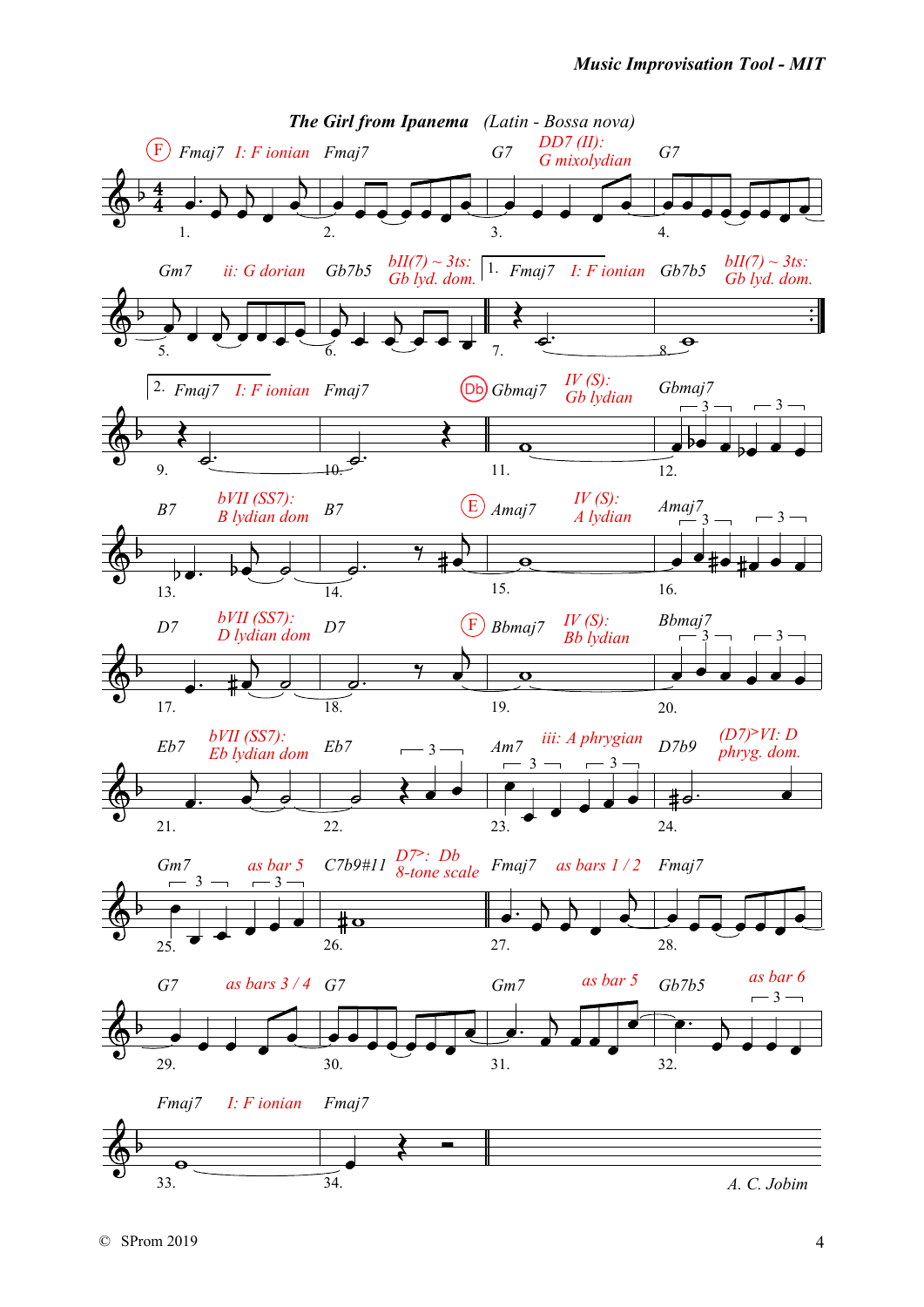### *The Girl from Ipanema* (Latin - Bossa nova)

(F) Fmaj7 *I: F ionian* Fmaj7 G7 *DD7 (II): G mixolydian* G7

Gm7 *ii: G dorian* Gb7b5 *bII(7) ~ 3ts: Gb lyd. dom.* 1. Fmaj7 *I: F ionian* Gb7b5 *bII(7) ~ 3ts: Gb lyd. dom.*

2. Fmaj7 *I: F ionian* Fmaj7 (Db) Gbmaj7 *IV (S): Gb lydian* Gbmaj7

B7 *bVII (SS7): B lydian dom* B7 (E) Amaj7 *IV (S): A lydian* Amaj7

D7 *bVII (SS7): D lydian dom* D7 (F) Bbmaj7 *IV (S): Bb lydian* Bbmaj7

Eb7 *bVII (SS7): Eb lydian dom* Eb7 Am7 *iii: A phrygian* D7b9 *(D7)>VI: D phryg. dom.*

Gm7 *as bar 5* C7b9#11 *D7>: Db 8-tone scale* Fmaj7 *as bars 1 / 2* Fmaj7

G7 *as bars 3 / 4* G7 Gm7 *as bar 5* Gb7b5 *as bar 6*

Fmaj7 *I: F ionian* Fmaj7

*A. C. Jobim*